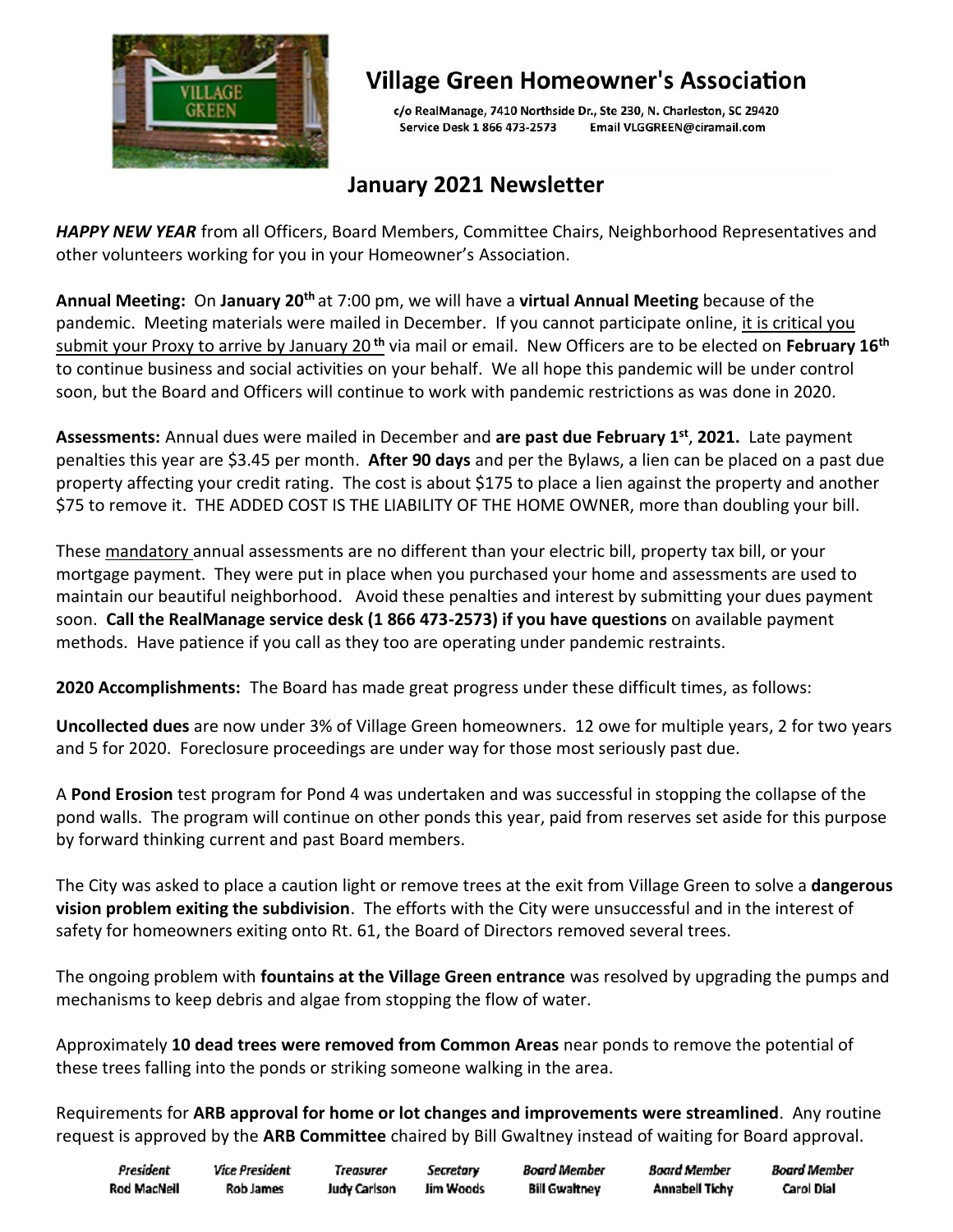# Village Green Homeowner's Association

c/o RealManage, 7410 Northside Dr., Ste 230, N. Charleston, SC 29420
Service Desk 1 866 473-2573 Email VLGGREEN@ciramail.com

## January 2021 Newsletter

***HAPPY NEW YEAR*** from all Officers, Board Members, Committee Chairs, Neighborhood Representatives and other volunteers working for you in your Homeowner's Association.

**Annual Meeting:** On **January 20th** at 7:00 pm, we will have a **virtual Annual Meeting** because of the pandemic. Meeting materials were mailed in December. If you cannot participate online, it is critical you submit your Proxy to arrive by January 20th via mail or email. New Officers are to be elected on **February 16th** to continue business and social activities on your behalf. We all hope this pandemic will be under control soon, but the Board and Officers will continue to work with pandemic restrictions as was done in 2020.

**Assessments:** Annual dues were mailed in December and **are past due February 1st, 2021.** Late payment penalties this year are $3.45 per month. **After 90 days** and per the Bylaws, a lien can be placed on a past due property affecting your credit rating. The cost is about $175 to place a lien against the property and another $75 to remove it. THE ADDED COST IS THE LIABILITY OF THE HOME OWNER, more than doubling your bill.

These mandatory annual assessments are no different than your electric bill, property tax bill, or your mortgage payment. They were put in place when you purchased your home and assessments are used to maintain our beautiful neighborhood. Avoid these penalties and interest by submitting your dues payment soon. **Call the RealManage service desk (1 866 473-2573) if you have questions** on available payment methods. Have patience if you call as they too are operating under pandemic restraints.

**2020 Accomplishments:** The Board has made great progress under these difficult times, as follows:

**Uncollected dues** are now under 3% of Village Green homeowners. 12 owe for multiple years, 2 for two years and 5 for 2020. Foreclosure proceedings are under way for those most seriously past due.

A **Pond Erosion** test program for Pond 4 was undertaken and was successful in stopping the collapse of the pond walls. The program will continue on other ponds this year, paid from reserves set aside for this purpose by forward thinking current and past Board members.

The City was asked to place a caution light or remove trees at the exit from Village Green to solve a **dangerous vision problem exiting the subdivision**. The efforts with the City were unsuccessful and in the interest of safety for homeowners exiting onto Rt. 61, the Board of Directors removed several trees.

The ongoing problem with **fountains at the Village Green entrance** was resolved by upgrading the pumps and mechanisms to keep debris and algae from stopping the flow of water.

Approximately **10 dead trees were removed from Common Areas** near ponds to remove the potential of these trees falling into the ponds or striking someone walking in the area.

Requirements for **ARB approval for home or lot changes and improvements were streamlined**. Any routine request is approved by the **ARB Committee** chaired by Bill Gwaltney instead of waiting for Board approval.

| *President* | *Vice President* | *Treasurer* | *Secretary* | *Board Member* | *Board Member* | *Board Member* |
|---|---|---|---|---|---|---|
| **Rod MacNeil** | **Rob James** | **Judy Carlson** | **Jim Woods** | **Bill Gwaltney** | **Annabell Tichy** | **Carol Dial** |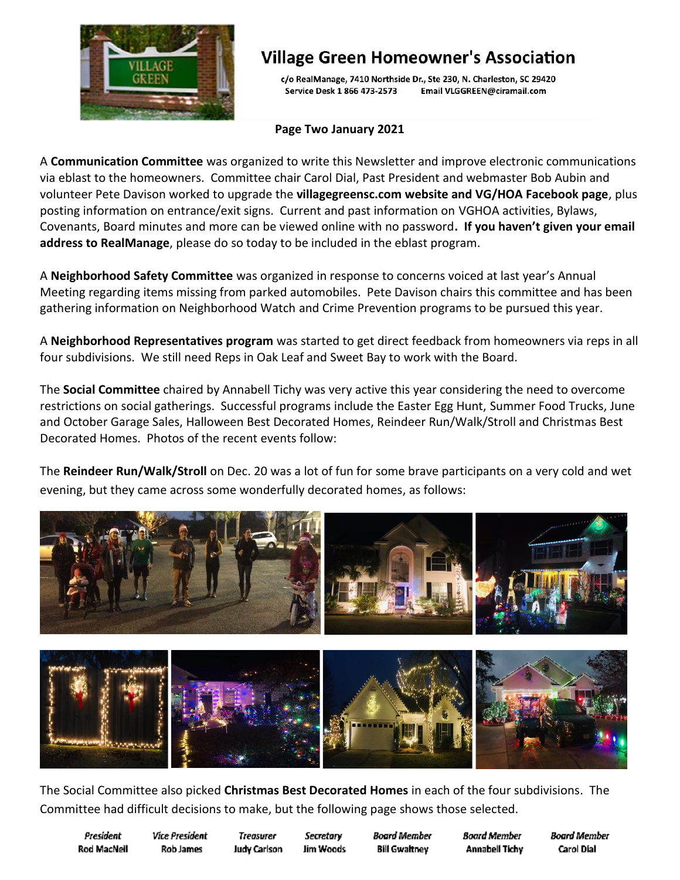# Village Green Homeowner's Association

c/o RealManage, 7410 Northside Dr., Ste 230, N. Charleston, SC 29420
Service Desk 1 866 473-2573 Email VLGGREEN@ciramail.com

**Page Two January 2021**

A **Communication Committee** was organized to write this Newsletter and improve electronic communications via eblast to the homeowners. Committee chair Carol Dial, Past President and webmaster Bob Aubin and volunteer Pete Davison worked to upgrade the **villagegreensc.com website and VG/HOA Facebook page**, plus posting information on entrance/exit signs. Current and past information on VGHOA activities, Bylaws, Covenants, Board minutes and more can be viewed online with no password**. If you haven't given your email address to RealManage**, please do so today to be included in the eblast program.

A **Neighborhood Safety Committee** was organized in response to concerns voiced at last year's Annual Meeting regarding items missing from parked automobiles. Pete Davison chairs this committee and has been gathering information on Neighborhood Watch and Crime Prevention programs to be pursued this year.

A **Neighborhood Representatives program** was started to get direct feedback from homeowners via reps in all four subdivisions. We still need Reps in Oak Leaf and Sweet Bay to work with the Board.

The **Social Committee** chaired by Annabell Tichy was very active this year considering the need to overcome restrictions on social gatherings. Successful programs include the Easter Egg Hunt, Summer Food Trucks, June and October Garage Sales, Halloween Best Decorated Homes, Reindeer Run/Walk/Stroll and Christmas Best Decorated Homes. Photos of the recent events follow:

The **Reindeer Run/Walk/Stroll** on Dec. 20 was a lot of fun for some brave participants on a very cold and wet evening, but they came across some wonderfully decorated homes, as follows:

The Social Committee also picked **Christmas Best Decorated Homes** in each of the four subdivisions. The Committee had difficult decisions to make, but the following page shows those selected.

| *President* | *Vice President* | *Treasurer* | *Secretary* | *Board Member* | *Board Member* | *Board Member* |
|---|---|---|---|---|---|---|
| Rod MacNeil | Rob James | Judy Carlson | Jim Woods | Bill Gwaltney | Annabell Tichy | Carol Dial |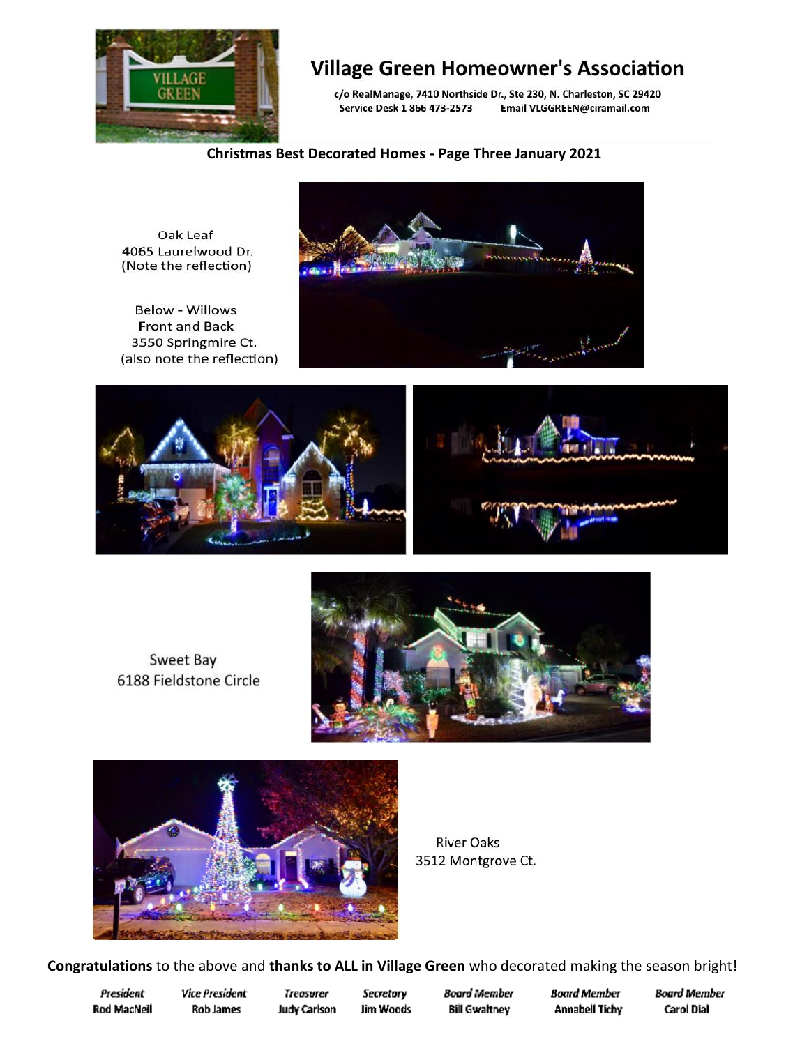# Village Green Homeowner's Association

c/o RealManage, 7410 Northside Dr., Ste 230, N. Charleston, SC 29420
Service Desk 1 866 473-2573 Email VLGGREEN@ciramail.com

**Christmas Best Decorated Homes - Page Three January 2021**

Oak Leaf
4065 Laurelwood Dr.
(Note the reflection)

Below - Willows
Front and Back
3550 Springmire Ct.
(also note the reflection)

Sweet Bay
6188 Fieldstone Circle

River Oaks
3512 Montgrove Ct.

**Congratulations** to the above and **thanks to ALL in Village Green** who decorated making the season bright!

| *President* | *Vice President* | *Treasurer* | *Secretary* | *Board Member* | *Board Member* | *Board Member* |
|---|---|---|---|---|---|---|
| Rod MacNeil | Rob James | Judy Carlson | Jim Woods | Bill Gwaltney | Annabell Tichy | Carol Dial |